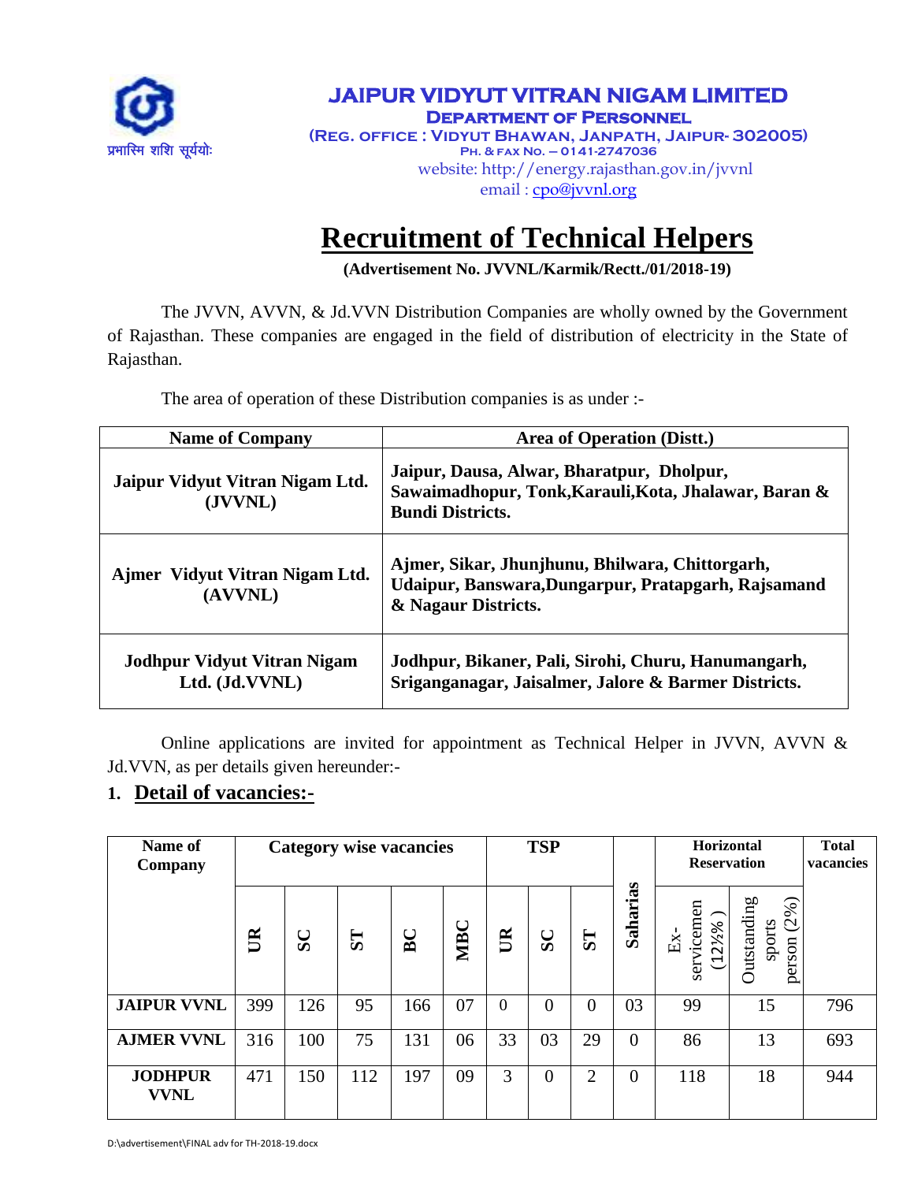**JAIPUR VIDYUT VITRAN NIGAM LIMITED**
**DEPARTMENT OF PERSONNEL**
**(REG. OFFICE : VIDYUT BHAWAN, JANPATH, JAIPUR- 302005)**
**PH. & FAX NO. – 0141-2747036**
website: http://energy.rajasthan.gov.in/jvvnl
email : cpo@jvvnl.org

प्रभास्मि शशि सूर्ययोः

# Recruitment of Technical Helpers

**(Advertisement No. JVVNL/Karmik/Rectt./01/2018-19)**

The JVVN, AVVN, & Jd.VVN Distribution Companies are wholly owned by the Government of Rajasthan. These companies are engaged in the field of distribution of electricity in the State of Rajasthan.

The area of operation of these Distribution companies is as under :-

| Name of Company | Area of Operation (Distt.) |
|---|---|
| **Jaipur Vidyut Vitran Nigam Ltd. (JVVNL)** | **Jaipur, Dausa, Alwar, Bharatpur, Dholpur, Sawaimadhopur, Tonk,Karauli,Kota, Jhalawar, Baran & Bundi Districts.** |
| **Ajmer Vidyut Vitran Nigam Ltd. (AVVNL)** | **Ajmer, Sikar, Jhunjhunu, Bhilwara, Chittorgarh, Udaipur, Banswara,Dungarpur, Pratapgarh, Rajsamand & Nagaur Districts.** |
| **Jodhpur Vidyut Vitran Nigam Ltd. (Jd.VVNL)** | **Jodhpur, Bikaner, Pali, Sirohi, Churu, Hanumangarh, Sriganganagar, Jaisalmer, Jalore & Barmer Districts.** |

Online applications are invited for appointment as Technical Helper in JVVN, AVVN & Jd.VVN, as per details given hereunder:-

## 1. Detail of vacancies:-

| Name of Company | Category wise vacancies | | | | | TSP | | | Saharias | Horizontal Reservation | | Total vacancies |
|---|---|---|---|---|---|---|---|---|---|---|---|---|
| | UR | SC | ST | BC | MBC | UR | SC | ST | | Ex-servicemen (12½% ) | Outstanding sports person (2%) | |
| **JAIPUR VVNL** | 399 | 126 | 95 | 166 | 07 | 0 | 0 | 0 | 03 | 99 | 15 | 796 |
| **AJMER VVNL** | 316 | 100 | 75 | 131 | 06 | 33 | 03 | 29 | 0 | 86 | 13 | 693 |
| **JODHPUR VVNL** | 471 | 150 | 112 | 197 | 09 | 3 | 0 | 2 | 0 | 118 | 18 | 944 |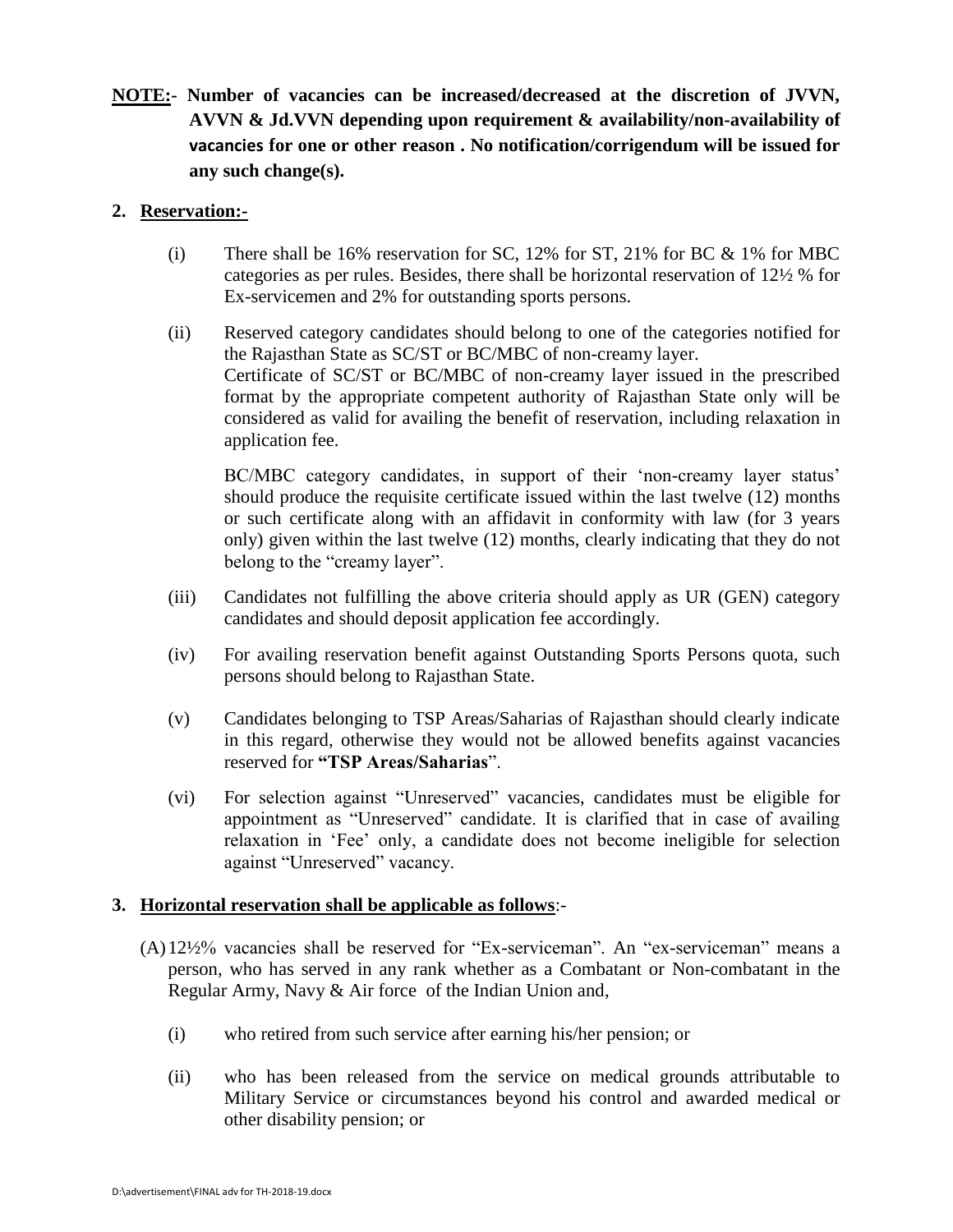**NOTE:- Number of vacancies can be increased/decreased at the discretion of JVVN, AVVN & Jd.VVN depending upon requirement & availability/non-availability of vacancies for one or other reason . No notification/corrigendum will be issued for any such change(s).**

**2. Reservation:-**

(i) There shall be 16% reservation for SC, 12% for ST, 21% for BC & 1% for MBC categories as per rules. Besides, there shall be horizontal reservation of 12½ % for Ex-servicemen and 2% for outstanding sports persons.

(ii) Reserved category candidates should belong to one of the categories notified for the Rajasthan State as SC/ST or BC/MBC of non-creamy layer.
Certificate of SC/ST or BC/MBC of non-creamy layer issued in the prescribed format by the appropriate competent authority of Rajasthan State only will be considered as valid for availing the benefit of reservation, including relaxation in application fee.

BC/MBC category candidates, in support of their 'non-creamy layer status' should produce the requisite certificate issued within the last twelve (12) months or such certificate along with an affidavit in conformity with law (for 3 years only) given within the last twelve (12) months, clearly indicating that they do not belong to the "creamy layer".

(iii) Candidates not fulfilling the above criteria should apply as UR (GEN) category candidates and should deposit application fee accordingly.

(iv) For availing reservation benefit against Outstanding Sports Persons quota, such persons should belong to Rajasthan State.

(v) Candidates belonging to TSP Areas/Saharias of Rajasthan should clearly indicate in this regard, otherwise they would not be allowed benefits against vacancies reserved for **"TSP Areas/Saharias**".

(vi) For selection against "Unreserved" vacancies, candidates must be eligible for appointment as "Unreserved" candidate. It is clarified that in case of availing relaxation in 'Fee' only, a candidate does not become ineligible for selection against "Unreserved" vacancy.

**3. Horizontal reservation shall be applicable as follows**:-

(A) 12½% vacancies shall be reserved for "Ex-serviceman". An "ex-serviceman" means a person, who has served in any rank whether as a Combatant or Non-combatant in the Regular Army, Navy & Air force of the Indian Union and,

(i) who retired from such service after earning his/her pension; or

(ii) who has been released from the service on medical grounds attributable to Military Service or circumstances beyond his control and awarded medical or other disability pension; or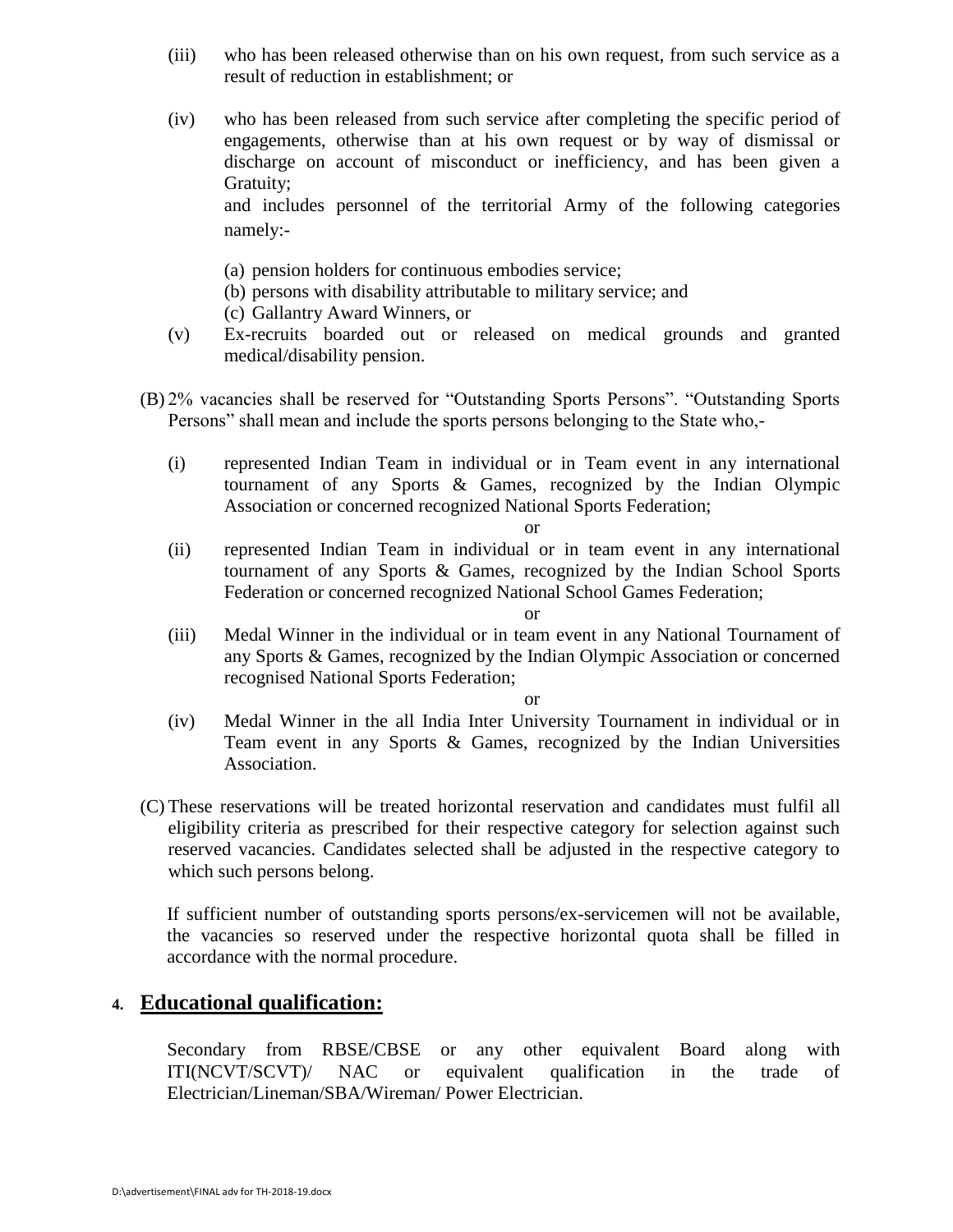(iii) who has been released otherwise than on his own request, from such service as a result of reduction in establishment; or

(iv) who has been released from such service after completing the specific period of engagements, otherwise than at his own request or by way of dismissal or discharge on account of misconduct or inefficiency, and has been given a Gratuity;

and includes personnel of the territorial Army of the following categories namely:-

(a) pension holders for continuous embodies service;
(b) persons with disability attributable to military service; and
(c) Gallantry Award Winners, or

(v) Ex-recruits boarded out or released on medical grounds and granted medical/disability pension.

(B) 2% vacancies shall be reserved for "Outstanding Sports Persons". "Outstanding Sports Persons" shall mean and include the sports persons belonging to the State who,-

(i) represented Indian Team in individual or in Team event in any international tournament of any Sports & Games, recognized by the Indian Olympic Association or concerned recognized National Sports Federation;

or

(ii) represented Indian Team in individual or in team event in any international tournament of any Sports & Games, recognized by the Indian School Sports Federation or concerned recognized National School Games Federation;

or

(iii) Medal Winner in the individual or in team event in any National Tournament of any Sports & Games, recognized by the Indian Olympic Association or concerned recognised National Sports Federation;

or

(iv) Medal Winner in the all India Inter University Tournament in individual or in Team event in any Sports & Games, recognized by the Indian Universities Association.

(C) These reservations will be treated horizontal reservation and candidates must fulfil all eligibility criteria as prescribed for their respective category for selection against such reserved vacancies. Candidates selected shall be adjusted in the respective category to which such persons belong.

If sufficient number of outstanding sports persons/ex-servicemen will not be available, the vacancies so reserved under the respective horizontal quota shall be filled in accordance with the normal procedure.

## 4. Educational qualification:

Secondary from RBSE/CBSE or any other equivalent Board along with ITI(NCVT/SCVT)/ NAC or equivalent qualification in the trade of Electrician/Lineman/SBA/Wireman/ Power Electrician.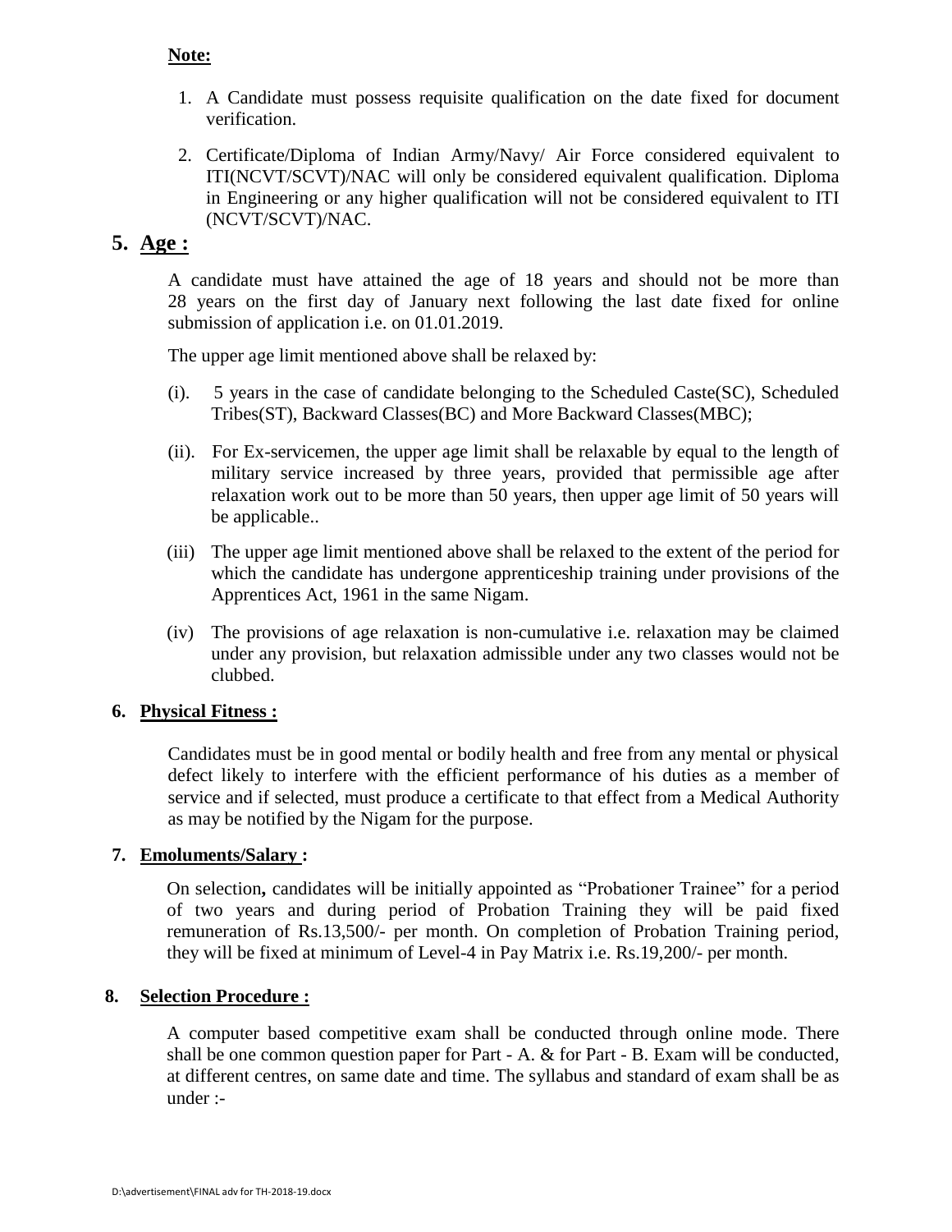**Note:**

1. A Candidate must possess requisite qualification on the date fixed for document verification.
2. Certificate/Diploma of Indian Army/Navy/ Air Force considered equivalent to ITI(NCVT/SCVT)/NAC will only be considered equivalent qualification. Diploma in Engineering or any higher qualification will not be considered equivalent to ITI (NCVT/SCVT)/NAC.

## 5. Age :

A candidate must have attained the age of 18 years and should not be more than 28 years on the first day of January next following the last date fixed for online submission of application i.e. on 01.01.2019.

The upper age limit mentioned above shall be relaxed by:

(i). 5 years in the case of candidate belonging to the Scheduled Caste(SC), Scheduled Tribes(ST), Backward Classes(BC) and More Backward Classes(MBC);

(ii). For Ex-servicemen, the upper age limit shall be relaxable by equal to the length of military service increased by three years, provided that permissible age after relaxation work out to be more than 50 years, then upper age limit of 50 years will be applicable..

(iii) The upper age limit mentioned above shall be relaxed to the extent of the period for which the candidate has undergone apprenticeship training under provisions of the Apprentices Act, 1961 in the same Nigam.

(iv) The provisions of age relaxation is non-cumulative i.e. relaxation may be claimed under any provision, but relaxation admissible under any two classes would not be clubbed.

### 6. Physical Fitness :

Candidates must be in good mental or bodily health and free from any mental or physical defect likely to interfere with the efficient performance of his duties as a member of service and if selected, must produce a certificate to that effect from a Medical Authority as may be notified by the Nigam for the purpose.

### 7. Emoluments/Salary :

On selection**,** candidates will be initially appointed as "Probationer Trainee" for a period of two years and during period of Probation Training they will be paid fixed remuneration of Rs.13,500/- per month. On completion of Probation Training period, they will be fixed at minimum of Level-4 in Pay Matrix i.e. Rs.19,200/- per month.

### 8. Selection Procedure :

A computer based competitive exam shall be conducted through online mode. There shall be one common question paper for Part - A. & for Part - B. Exam will be conducted, at different centres, on same date and time. The syllabus and standard of exam shall be as under :-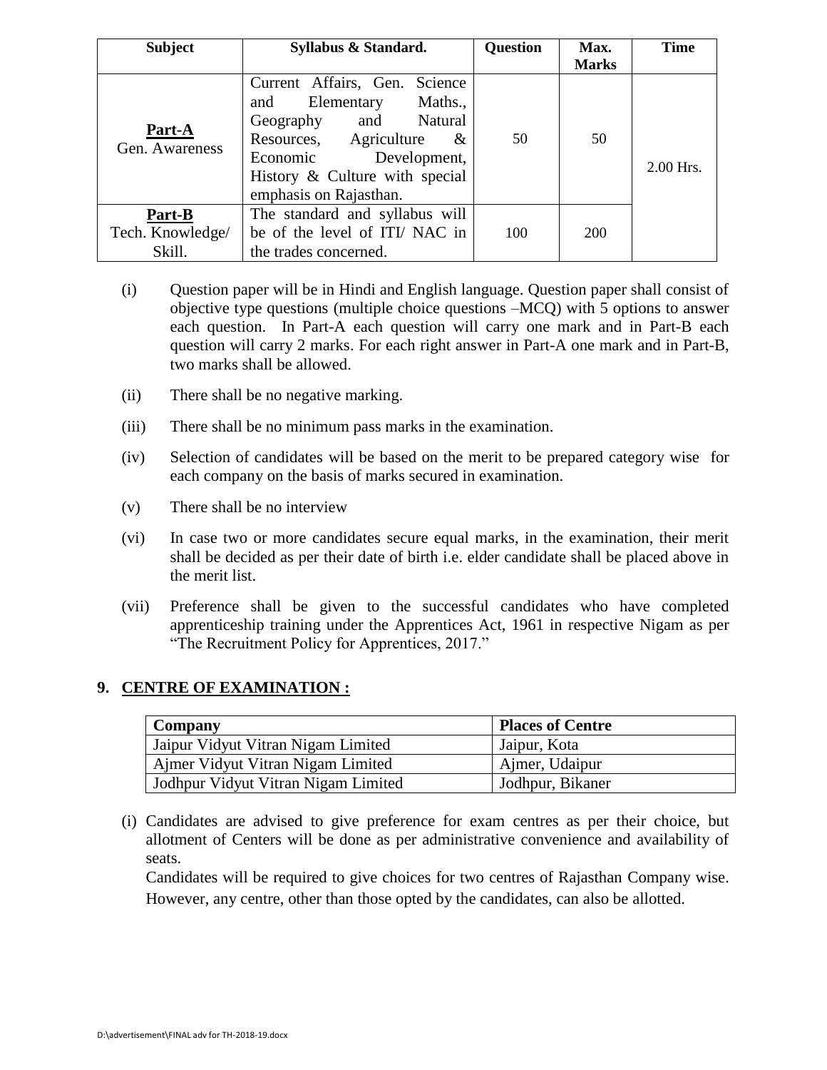| Subject | Syllabus & Standard. | Question | Max. Marks | Time |
|---|---|---|---|---|
| **Part-A** Gen. Awareness | Current Affairs, Gen. Science and Elementary Maths., Geography and Natural Resources, Agriculture & Economic Development, History & Culture with special emphasis on Rajasthan. | 50 | 50 | 2.00 Hrs. |
| **Part-B** Tech. Knowledge/ Skill. | The standard and syllabus will be of the level of ITI/ NAC in the trades concerned. | 100 | 200 | |

(i) Question paper will be in Hindi and English language. Question paper shall consist of objective type questions (multiple choice questions –MCQ) with 5 options to answer each question. In Part-A each question will carry one mark and in Part-B each question will carry 2 marks. For each right answer in Part-A one mark and in Part-B, two marks shall be allowed.

(ii) There shall be no negative marking.

(iii) There shall be no minimum pass marks in the examination.

(iv) Selection of candidates will be based on the merit to be prepared category wise for each company on the basis of marks secured in examination.

(v) There shall be no interview

(vi) In case two or more candidates secure equal marks, in the examination, their merit shall be decided as per their date of birth i.e. elder candidate shall be placed above in the merit list.

(vii) Preference shall be given to the successful candidates who have completed apprenticeship training under the Apprentices Act, 1961 in respective Nigam as per "The Recruitment Policy for Apprentices, 2017."

## 9. CENTRE OF EXAMINATION :

| Company | Places of Centre |
|---|---|
| Jaipur Vidyut Vitran Nigam Limited | Jaipur, Kota |
| Ajmer Vidyut Vitran Nigam Limited | Ajmer, Udaipur |
| Jodhpur Vidyut Vitran Nigam Limited | Jodhpur, Bikaner |

(i) Candidates are advised to give preference for exam centres as per their choice, but allotment of Centers will be done as per administrative convenience and availability of seats.

Candidates will be required to give choices for two centres of Rajasthan Company wise. However, any centre, other than those opted by the candidates, can also be allotted.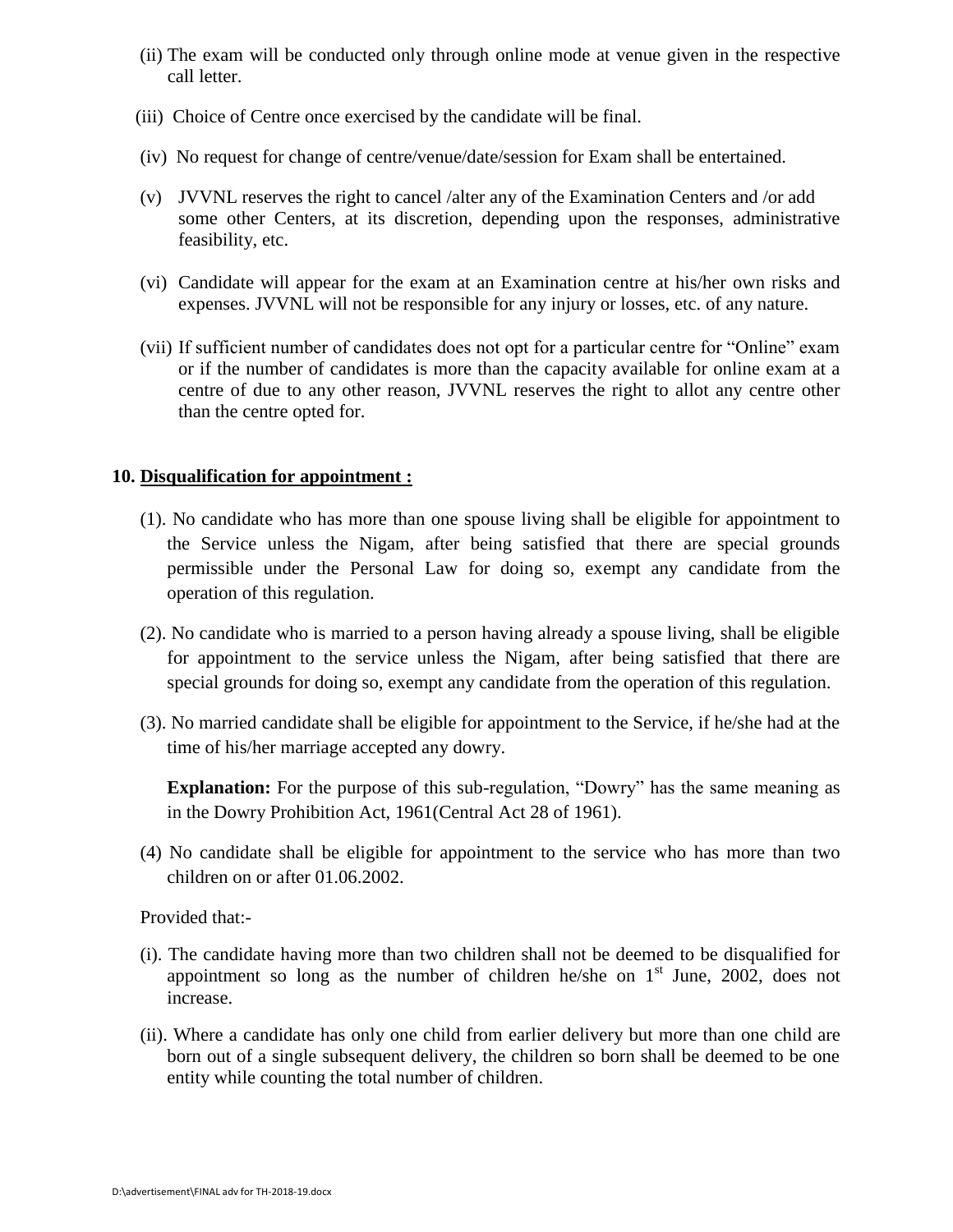(ii) The exam will be conducted only through online mode at venue given in the respective call letter.

(iii) Choice of Centre once exercised by the candidate will be final.

(iv) No request for change of centre/venue/date/session for Exam shall be entertained.

(v) JVVNL reserves the right to cancel /alter any of the Examination Centers and /or add some other Centers, at its discretion, depending upon the responses, administrative feasibility, etc.

(vi) Candidate will appear for the exam at an Examination centre at his/her own risks and expenses. JVVNL will not be responsible for any injury or losses, etc. of any nature.

(vii) If sufficient number of candidates does not opt for a particular centre for "Online" exam or if the number of candidates is more than the capacity available for online exam at a centre of due to any other reason, JVVNL reserves the right to allot any centre other than the centre opted for.

**10. <u>Disqualification for appointment :</u>**

(1). No candidate who has more than one spouse living shall be eligible for appointment to the Service unless the Nigam, after being satisfied that there are special grounds permissible under the Personal Law for doing so, exempt any candidate from the operation of this regulation.

(2). No candidate who is married to a person having already a spouse living, shall be eligible for appointment to the service unless the Nigam, after being satisfied that there are special grounds for doing so, exempt any candidate from the operation of this regulation.

(3). No married candidate shall be eligible for appointment to the Service, if he/she had at the time of his/her marriage accepted any dowry.

**Explanation:** For the purpose of this sub-regulation, "Dowry" has the same meaning as in the Dowry Prohibition Act, 1961(Central Act 28 of 1961).

(4) No candidate shall be eligible for appointment to the service who has more than two children on or after 01.06.2002.

Provided that:-

(i). The candidate having more than two children shall not be deemed to be disqualified for appointment so long as the number of children he/she on 1st June, 2002, does not increase.

(ii). Where a candidate has only one child from earlier delivery but more than one child are born out of a single subsequent delivery, the children so born shall be deemed to be one entity while counting the total number of children.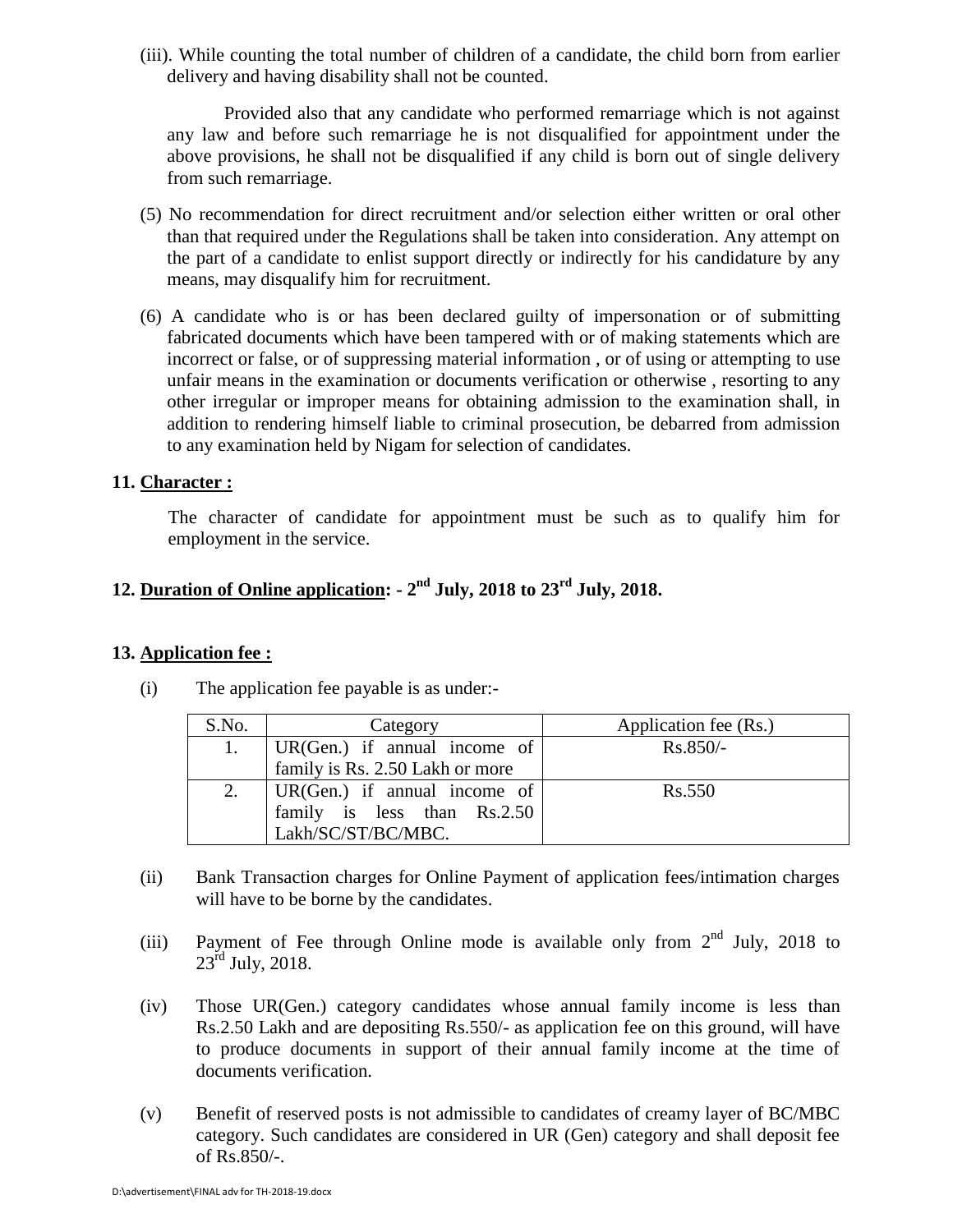(iii). While counting the total number of children of a candidate, the child born from earlier delivery and having disability shall not be counted.

Provided also that any candidate who performed remarriage which is not against any law and before such remarriage he is not disqualified for appointment under the above provisions, he shall not be disqualified if any child is born out of single delivery from such remarriage.

(5) No recommendation for direct recruitment and/or selection either written or oral other than that required under the Regulations shall be taken into consideration. Any attempt on the part of a candidate to enlist support directly or indirectly for his candidature by any means, may disqualify him for recruitment.

(6) A candidate who is or has been declared guilty of impersonation or of submitting fabricated documents which have been tampered with or of making statements which are incorrect or false, or of suppressing material information , or of using or attempting to use unfair means in the examination or documents verification or otherwise , resorting to any other irregular or improper means for obtaining admission to the examination shall, in addition to rendering himself liable to criminal prosecution, be debarred from admission to any examination held by Nigam for selection of candidates.

**11. Character :**

The character of candidate for appointment must be such as to qualify him for employment in the service.

**12. Duration of Online application: - 2nd July, 2018 to 23rd July, 2018.**

**13. Application fee :**

(i) The application fee payable is as under:-

| S.No. | Category | Application fee (Rs.) |
|---|---|---|
| 1. | UR(Gen.) if annual income of family is Rs. 2.50 Lakh or more | Rs.850/- |
| 2. | UR(Gen.) if annual income of family is less than Rs.2.50 Lakh/SC/ST/BC/MBC. | Rs.550 |

(ii) Bank Transaction charges for Online Payment of application fees/intimation charges will have to be borne by the candidates.

(iii) Payment of Fee through Online mode is available only from 2nd July, 2018 to 23rd July, 2018.

(iv) Those UR(Gen.) category candidates whose annual family income is less than Rs.2.50 Lakh and are depositing Rs.550/- as application fee on this ground, will have to produce documents in support of their annual family income at the time of documents verification.

(v) Benefit of reserved posts is not admissible to candidates of creamy layer of BC/MBC category. Such candidates are considered in UR (Gen) category and shall deposit fee of Rs.850/-.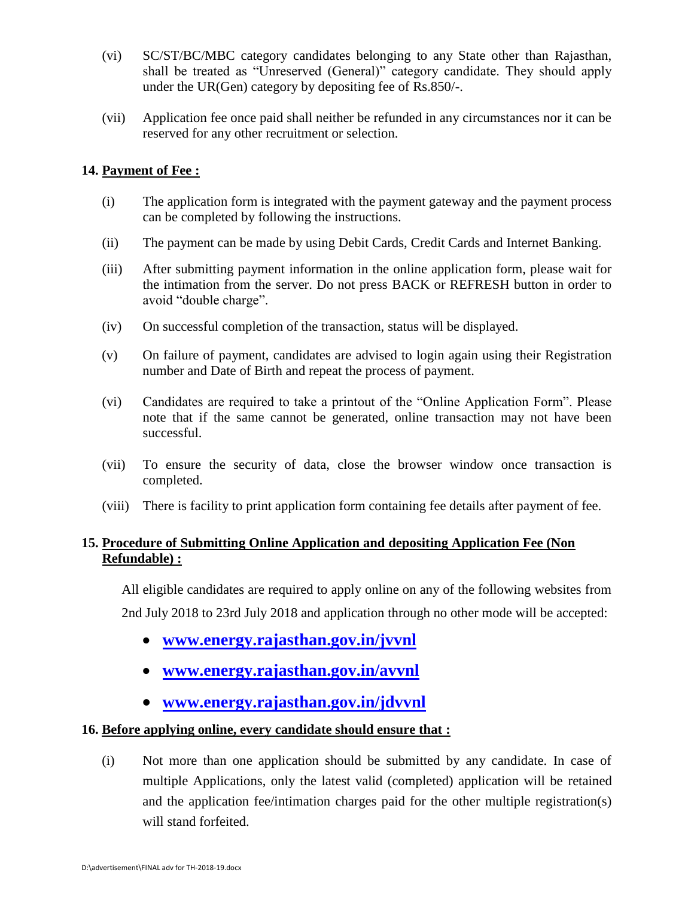(vi) SC/ST/BC/MBC category candidates belonging to any State other than Rajasthan, shall be treated as "Unreserved (General)" category candidate. They should apply under the UR(Gen) category by depositing fee of Rs.850/-.

(vii) Application fee once paid shall neither be refunded in any circumstances nor it can be reserved for any other recruitment or selection.

**14. <u>Payment of Fee :</u>**

(i) The application form is integrated with the payment gateway and the payment process can be completed by following the instructions.

(ii) The payment can be made by using Debit Cards, Credit Cards and Internet Banking.

(iii) After submitting payment information in the online application form, please wait for the intimation from the server. Do not press BACK or REFRESH button in order to avoid "double charge".

(iv) On successful completion of the transaction, status will be displayed.

(v) On failure of payment, candidates are advised to login again using their Registration number and Date of Birth and repeat the process of payment.

(vi) Candidates are required to take a printout of the "Online Application Form". Please note that if the same cannot be generated, online transaction may not have been successful.

(vii) To ensure the security of data, close the browser window once transaction is completed.

(viii) There is facility to print application form containing fee details after payment of fee.

**15. <u>Procedure of Submitting Online Application and depositing Application Fee (Non Refundable) :</u>**

All eligible candidates are required to apply online on any of the following websites from 2nd July 2018 to 23rd July 2018 and application through no other mode will be accepted:

- **www.energy.rajasthan.gov.in/jvvnl**
- **www.energy.rajasthan.gov.in/avvnl**
- **www.energy.rajasthan.gov.in/jdvvnl**

**16. <u>Before applying online, every candidate should ensure that :</u>**

(i) Not more than one application should be submitted by any candidate. In case of multiple Applications, only the latest valid (completed) application will be retained and the application fee/intimation charges paid for the other multiple registration(s) will stand forfeited.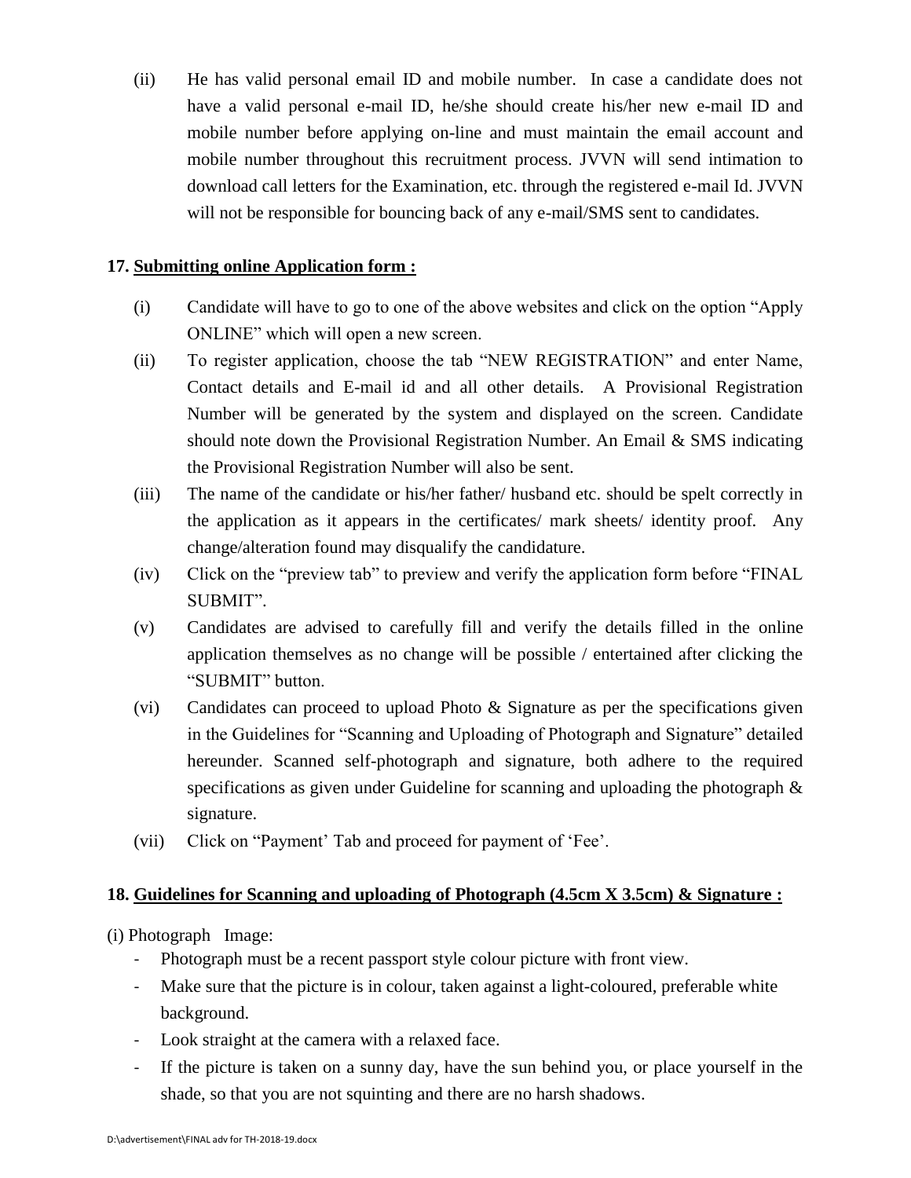(ii) He has valid personal email ID and mobile number. In case a candidate does not have a valid personal e-mail ID, he/she should create his/her new e-mail ID and mobile number before applying on-line and must maintain the email account and mobile number throughout this recruitment process. JVVN will send intimation to download call letters for the Examination, etc. through the registered e-mail Id. JVVN will not be responsible for bouncing back of any e-mail/SMS sent to candidates.

**17. <u>Submitting online Application form :</u>**

(i) Candidate will have to go to one of the above websites and click on the option "Apply ONLINE" which will open a new screen.

(ii) To register application, choose the tab "NEW REGISTRATION" and enter Name, Contact details and E-mail id and all other details. A Provisional Registration Number will be generated by the system and displayed on the screen. Candidate should note down the Provisional Registration Number. An Email & SMS indicating the Provisional Registration Number will also be sent.

(iii) The name of the candidate or his/her father/ husband etc. should be spelt correctly in the application as it appears in the certificates/ mark sheets/ identity proof. Any change/alteration found may disqualify the candidature.

(iv) Click on the "preview tab" to preview and verify the application form before "FINAL SUBMIT".

(v) Candidates are advised to carefully fill and verify the details filled in the online application themselves as no change will be possible / entertained after clicking the "SUBMIT" button.

(vi) Candidates can proceed to upload Photo & Signature as per the specifications given in the Guidelines for "Scanning and Uploading of Photograph and Signature" detailed hereunder. Scanned self-photograph and signature, both adhere to the required specifications as given under Guideline for scanning and uploading the photograph & signature.

(vii) Click on "Payment' Tab and proceed for payment of 'Fee'.

**18. <u>Guidelines for Scanning and uploading of Photograph (4.5cm X 3.5cm) & Signature :</u>**

(i) Photograph Image:

- Photograph must be a recent passport style colour picture with front view.
- Make sure that the picture is in colour, taken against a light-coloured, preferable white background.
- Look straight at the camera with a relaxed face.
- If the picture is taken on a sunny day, have the sun behind you, or place yourself in the shade, so that you are not squinting and there are no harsh shadows.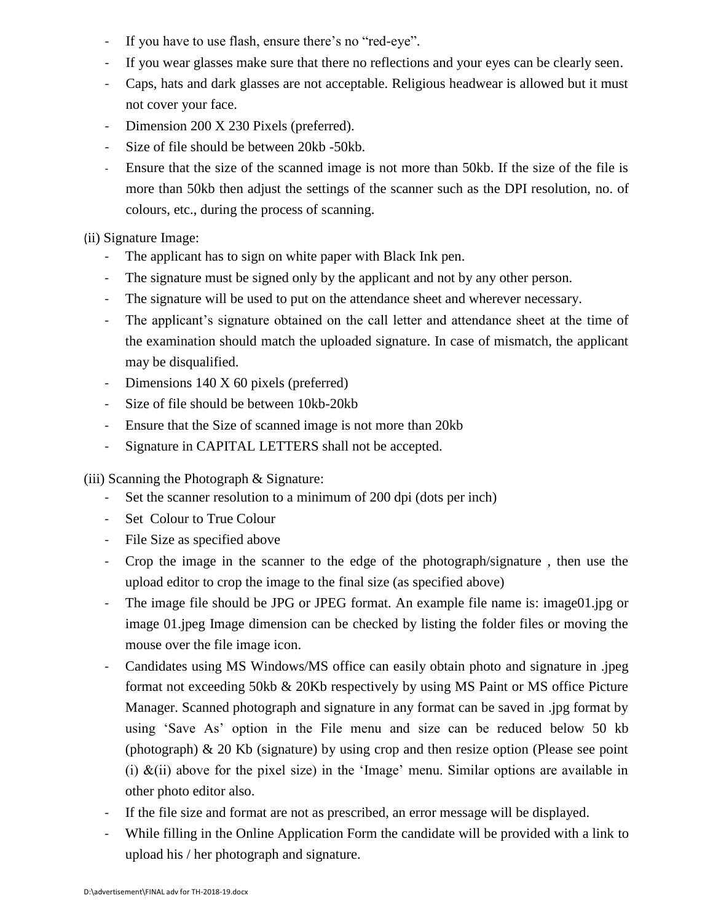- If you have to use flash, ensure there's no "red-eye".
- If you wear glasses make sure that there no reflections and your eyes can be clearly seen.
- Caps, hats and dark glasses are not acceptable. Religious headwear is allowed but it must not cover your face.
- Dimension 200 X 230 Pixels (preferred).
- Size of file should be between 20kb -50kb.
- Ensure that the size of the scanned image is not more than 50kb. If the size of the file is more than 50kb then adjust the settings of the scanner such as the DPI resolution, no. of colours, etc., during the process of scanning.

(ii) Signature Image:

- The applicant has to sign on white paper with Black Ink pen.
- The signature must be signed only by the applicant and not by any other person.
- The signature will be used to put on the attendance sheet and wherever necessary.
- The applicant's signature obtained on the call letter and attendance sheet at the time of the examination should match the uploaded signature. In case of mismatch, the applicant may be disqualified.
- Dimensions 140 X 60 pixels (preferred)
- Size of file should be between 10kb-20kb
- Ensure that the Size of scanned image is not more than 20kb
- Signature in CAPITAL LETTERS shall not be accepted.

(iii) Scanning the Photograph & Signature:

- Set the scanner resolution to a minimum of 200 dpi (dots per inch)
- Set Colour to True Colour
- File Size as specified above
- Crop the image in the scanner to the edge of the photograph/signature , then use the upload editor to crop the image to the final size (as specified above)
- The image file should be JPG or JPEG format. An example file name is: image01.jpg or image 01.jpeg Image dimension can be checked by listing the folder files or moving the mouse over the file image icon.
- Candidates using MS Windows/MS office can easily obtain photo and signature in .jpeg format not exceeding 50kb & 20Kb respectively by using MS Paint or MS office Picture Manager. Scanned photograph and signature in any format can be saved in .jpg format by using 'Save As' option in the File menu and size can be reduced below 50 kb (photograph) & 20 Kb (signature) by using crop and then resize option (Please see point (i) &(ii) above for the pixel size) in the 'Image' menu. Similar options are available in other photo editor also.
- If the file size and format are not as prescribed, an error message will be displayed.
- While filling in the Online Application Form the candidate will be provided with a link to upload his / her photograph and signature.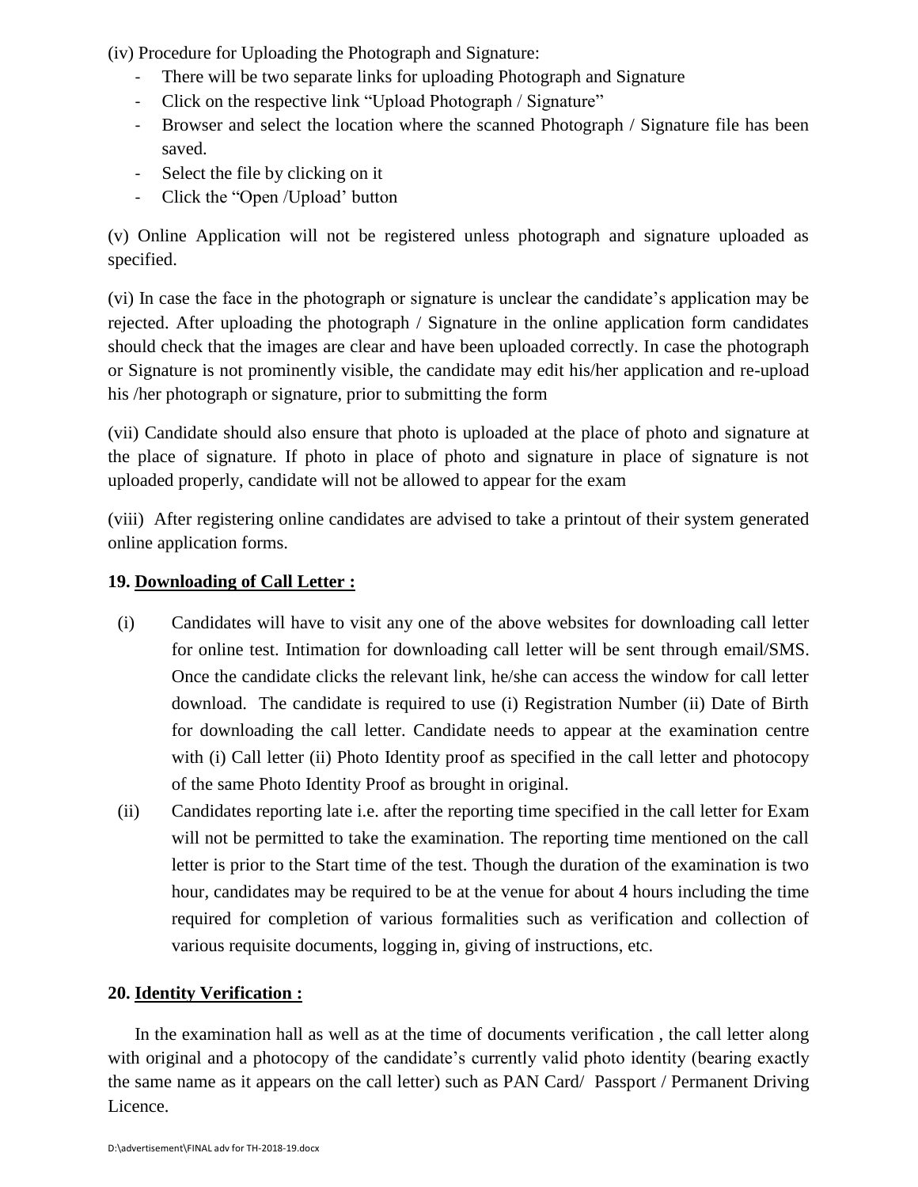(iv) Procedure for Uploading the Photograph and Signature:

- There will be two separate links for uploading Photograph and Signature
- Click on the respective link "Upload Photograph / Signature"
- Browser and select the location where the scanned Photograph / Signature file has been saved.
- Select the file by clicking on it
- Click the "Open /Upload' button

(v) Online Application will not be registered unless photograph and signature uploaded as specified.

(vi) In case the face in the photograph or signature is unclear the candidate's application may be rejected. After uploading the photograph / Signature in the online application form candidates should check that the images are clear and have been uploaded correctly. In case the photograph or Signature is not prominently visible, the candidate may edit his/her application and re-upload his /her photograph or signature, prior to submitting the form

(vii) Candidate should also ensure that photo is uploaded at the place of photo and signature at the place of signature. If photo in place of photo and signature in place of signature is not uploaded properly, candidate will not be allowed to appear for the exam

(viii) After registering online candidates are advised to take a printout of their system generated online application forms.

**19. <u>Downloading of Call Letter :</u>**

(i) Candidates will have to visit any one of the above websites for downloading call letter for online test. Intimation for downloading call letter will be sent through email/SMS. Once the candidate clicks the relevant link, he/she can access the window for call letter download. The candidate is required to use (i) Registration Number (ii) Date of Birth for downloading the call letter. Candidate needs to appear at the examination centre with (i) Call letter (ii) Photo Identity proof as specified in the call letter and photocopy of the same Photo Identity Proof as brought in original.

(ii) Candidates reporting late i.e. after the reporting time specified in the call letter for Exam will not be permitted to take the examination. The reporting time mentioned on the call letter is prior to the Start time of the test. Though the duration of the examination is two hour, candidates may be required to be at the venue for about 4 hours including the time required for completion of various formalities such as verification and collection of various requisite documents, logging in, giving of instructions, etc.

**20. <u>Identity Verification :</u>**

In the examination hall as well as at the time of documents verification , the call letter along with original and a photocopy of the candidate's currently valid photo identity (bearing exactly the same name as it appears on the call letter) such as PAN Card/ Passport / Permanent Driving Licence.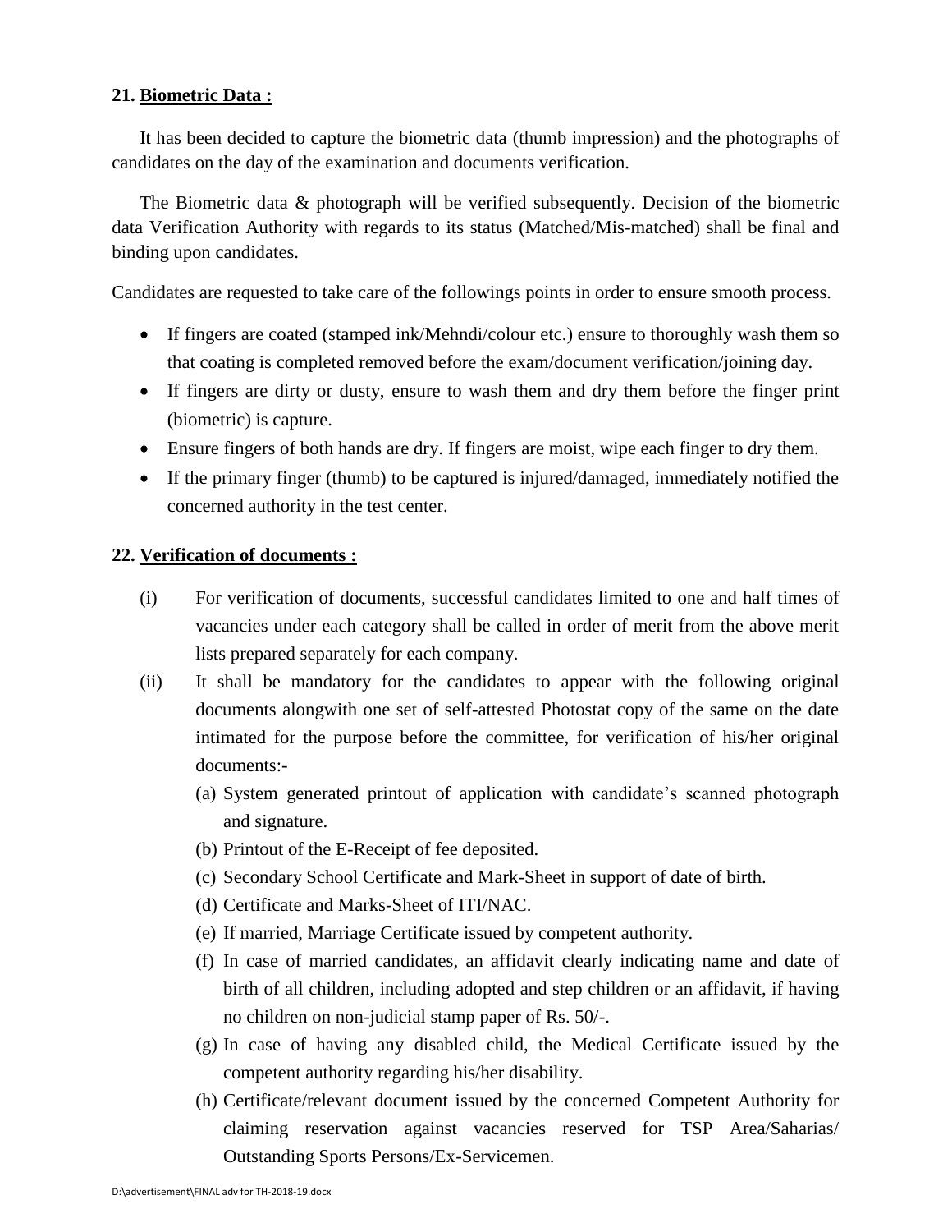**21. Biometric Data :**

It has been decided to capture the biometric data (thumb impression) and the photographs of candidates on the day of the examination and documents verification.

The Biometric data & photograph will be verified subsequently. Decision of the biometric data Verification Authority with regards to its status (Matched/Mis-matched) shall be final and binding upon candidates.

Candidates are requested to take care of the followings points in order to ensure smooth process.

- If fingers are coated (stamped ink/Mehndi/colour etc.) ensure to thoroughly wash them so that coating is completed removed before the exam/document verification/joining day.
- If fingers are dirty or dusty, ensure to wash them and dry them before the finger print (biometric) is capture.
- Ensure fingers of both hands are dry. If fingers are moist, wipe each finger to dry them.
- If the primary finger (thumb) to be captured is injured/damaged, immediately notified the concerned authority in the test center.

**22. Verification of documents :**

(i) For verification of documents, successful candidates limited to one and half times of vacancies under each category shall be called in order of merit from the above merit lists prepared separately for each company.

(ii) It shall be mandatory for the candidates to appear with the following original documents alongwith one set of self-attested Photostat copy of the same on the date intimated for the purpose before the committee, for verification of his/her original documents:-

(a) System generated printout of application with candidate's scanned photograph and signature.

(b) Printout of the E-Receipt of fee deposited.

(c) Secondary School Certificate and Mark-Sheet in support of date of birth.

(d) Certificate and Marks-Sheet of ITI/NAC.

(e) If married, Marriage Certificate issued by competent authority.

(f) In case of married candidates, an affidavit clearly indicating name and date of birth of all children, including adopted and step children or an affidavit, if having no children on non-judicial stamp paper of Rs. 50/-.

(g) In case of having any disabled child, the Medical Certificate issued by the competent authority regarding his/her disability.

(h) Certificate/relevant document issued by the concerned Competent Authority for claiming reservation against vacancies reserved for TSP Area/Saharias/ Outstanding Sports Persons/Ex-Servicemen.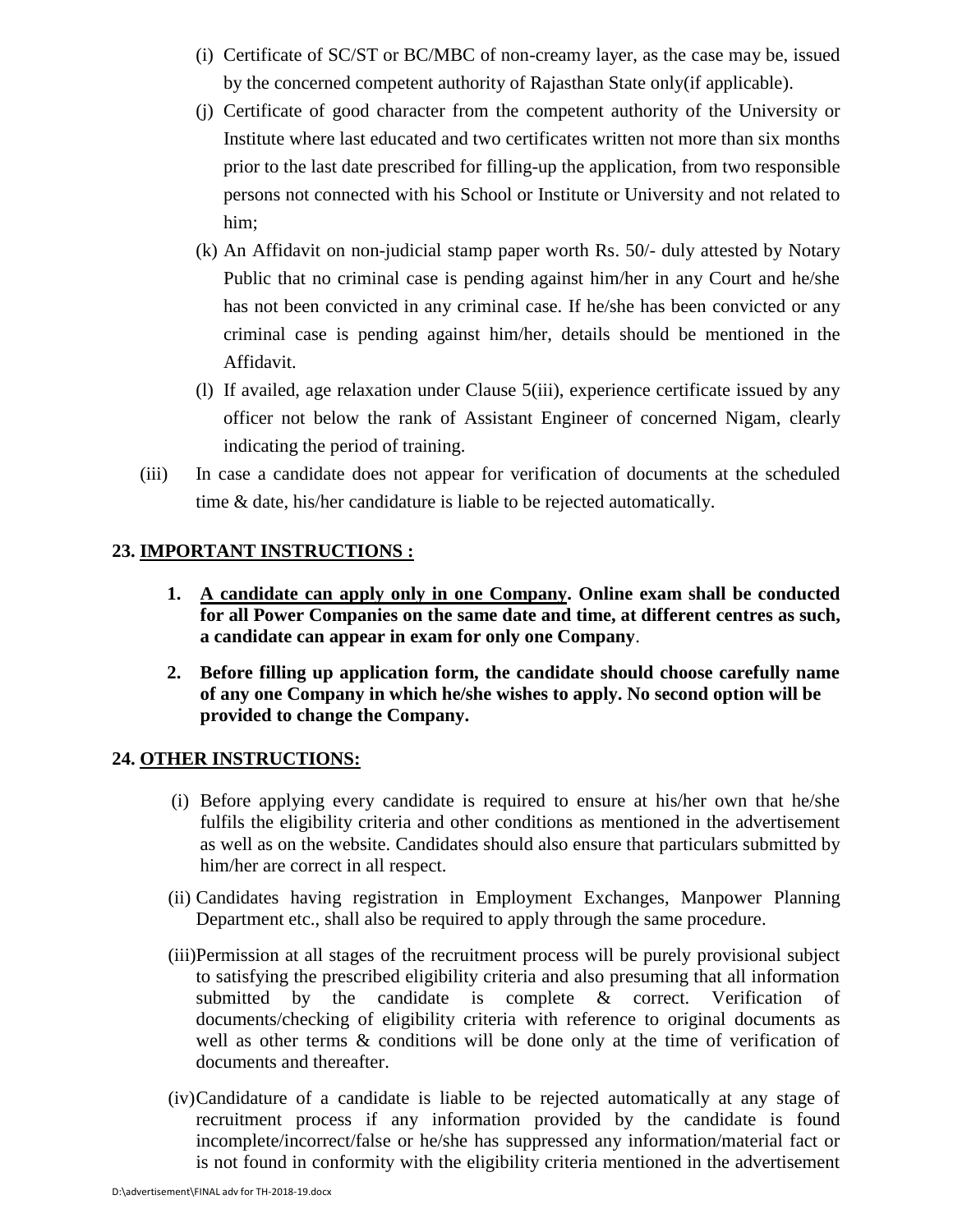(i) Certificate of SC/ST or BC/MBC of non-creamy layer, as the case may be, issued by the concerned competent authority of Rajasthan State only(if applicable).

(j) Certificate of good character from the competent authority of the University or Institute where last educated and two certificates written not more than six months prior to the last date prescribed for filling-up the application, from two responsible persons not connected with his School or Institute or University and not related to him;

(k) An Affidavit on non-judicial stamp paper worth Rs. 50/- duly attested by Notary Public that no criminal case is pending against him/her in any Court and he/she has not been convicted in any criminal case. If he/she has been convicted or any criminal case is pending against him/her, details should be mentioned in the Affidavit.

(l) If availed, age relaxation under Clause 5(iii), experience certificate issued by any officer not below the rank of Assistant Engineer of concerned Nigam, clearly indicating the period of training.

(iii) In case a candidate does not appear for verification of documents at the scheduled time & date, his/her candidature is liable to be rejected automatically.

**23. <u>IMPORTANT INSTRUCTIONS :</u>**

1. **<u>A candidate can apply only in one Company</u>. Online exam shall be conducted for all Power Companies on the same date and time, at different centres as such, a candidate can appear in exam for only one Company**.

2. **Before filling up application form, the candidate should choose carefully name of any one Company in which he/she wishes to apply. No second option will be provided to change the Company.**

**24. <u>OTHER INSTRUCTIONS:</u>**

(i) Before applying every candidate is required to ensure at his/her own that he/she fulfils the eligibility criteria and other conditions as mentioned in the advertisement as well as on the website. Candidates should also ensure that particulars submitted by him/her are correct in all respect.

(ii) Candidates having registration in Employment Exchanges, Manpower Planning Department etc., shall also be required to apply through the same procedure.

(iii) Permission at all stages of the recruitment process will be purely provisional subject to satisfying the prescribed eligibility criteria and also presuming that all information submitted by the candidate is complete & correct. Verification of documents/checking of eligibility criteria with reference to original documents as well as other terms & conditions will be done only at the time of verification of documents and thereafter.

(iv) Candidature of a candidate is liable to be rejected automatically at any stage of recruitment process if any information provided by the candidate is found incomplete/incorrect/false or he/she has suppressed any information/material fact or is not found in conformity with the eligibility criteria mentioned in the advertisement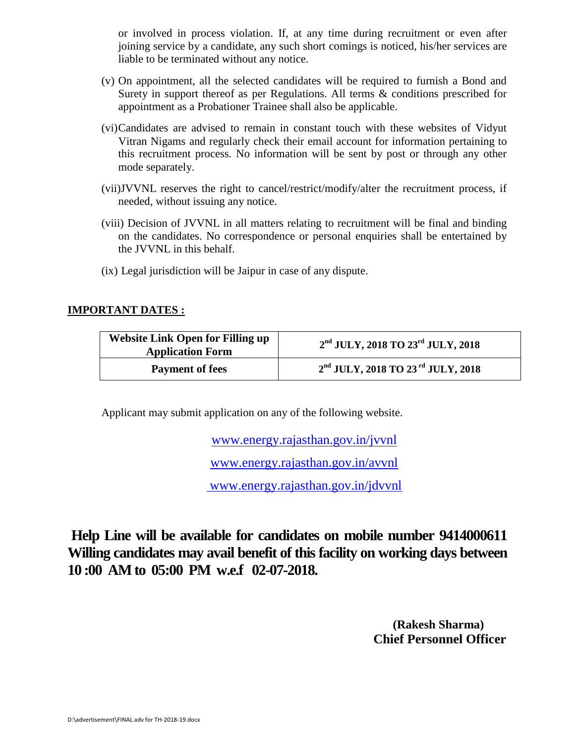or involved in process violation. If, at any time during recruitment or even after joining service by a candidate, any such short comings is noticed, his/her services are liable to be terminated without any notice.

(v) On appointment, all the selected candidates will be required to furnish a Bond and Surety in support thereof as per Regulations. All terms & conditions prescribed for appointment as a Probationer Trainee shall also be applicable.

(vi) Candidates are advised to remain in constant touch with these websites of Vidyut Vitran Nigams and regularly check their email account for information pertaining to this recruitment process. No information will be sent by post or through any other mode separately.

(vii) JVVNL reserves the right to cancel/restrict/modify/alter the recruitment process, if needed, without issuing any notice.

(viii) Decision of JVVNL in all matters relating to recruitment will be final and binding on the candidates. No correspondence or personal enquiries shall be entertained by the JVVNL in this behalf.

(ix) Legal jurisdiction will be Jaipur in case of any dispute.

**IMPORTANT DATES :**

| | |
|---|---|
| **Website Link Open for Filling up Application Form** | **2nd JULY, 2018 TO 23rd JULY, 2018** |
| **Payment of fees** | **2nd JULY, 2018 TO 23rd JULY, 2018** |

Applicant may submit application on any of the following website.

www.energy.rajasthan.gov.in/jvvnl

www.energy.rajasthan.gov.in/avvnl

www.energy.rajasthan.gov.in/jdvvnl

**Help Line will be available for candidates on mobile number 9414000611 Willing candidates may avail benefit of this facility on working days between 10 :00 AM to 05:00 PM w.e.f 02-07-2018.**

**(Rakesh Sharma)**
**Chief Personnel Officer**

D:\advertisement\FINAL adv for TH-2018-19.docx